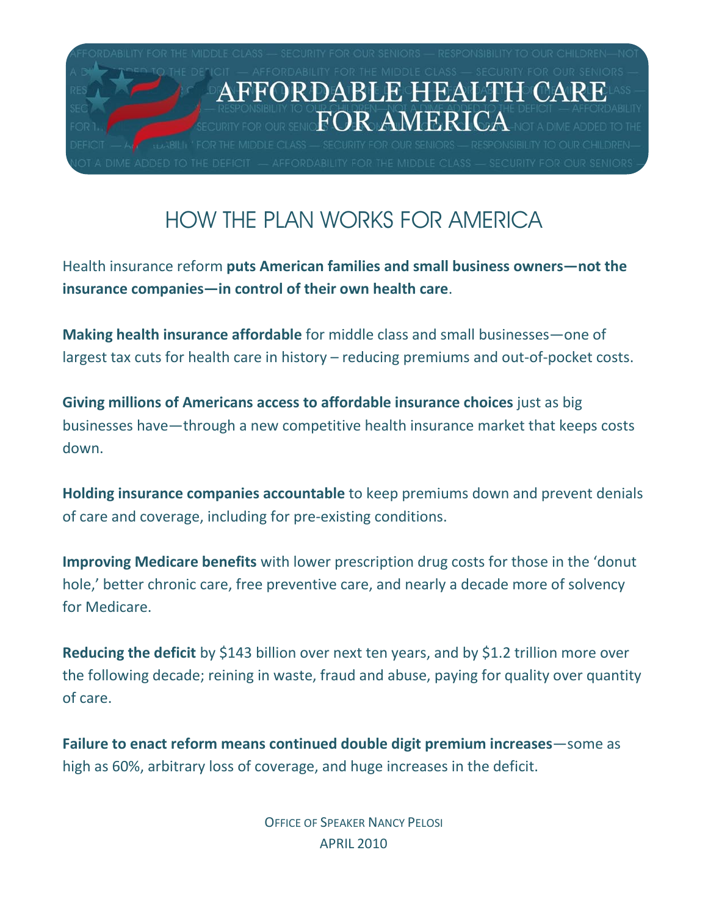# AFFORDABLE HEALTH CARE FOR AMERICA

## HOW THE PLAN WORKS FOR AMERICA

Health insurance reform **puts American families and small business owners—not the insurance companies—in control of their own health care**.

**Making health insurance affordable** for middle class and small businesses—one of largest tax cuts for health care in history – reducing premiums and out-of-pocket costs.

**Giving millions of Americans access to affordable insurance choices** just as big businesses have—through a new competitive health insurance market that keeps costs down.

**Holding insurance companies accountable** to keep premiums down and prevent denials of care and coverage, including for pre-existing conditions.

**Improving Medicare benefits** with lower prescription drug costs for those in the 'donut hole,' better chronic care, free preventive care, and nearly a decade more of solvency for Medicare.

**Reducing the deficit** by $143 billion over next ten years, and by $1.2 trillion more over the following decade; reining in waste, fraud and abuse, paying for quality over quantity of care.

**Failure to enact reform means continued double digit premium increases**—some as high as 60%, arbitrary loss of coverage, and huge increases in the deficit.

OFFICE OF SPEAKER NANCY PELOSI
APRIL 2010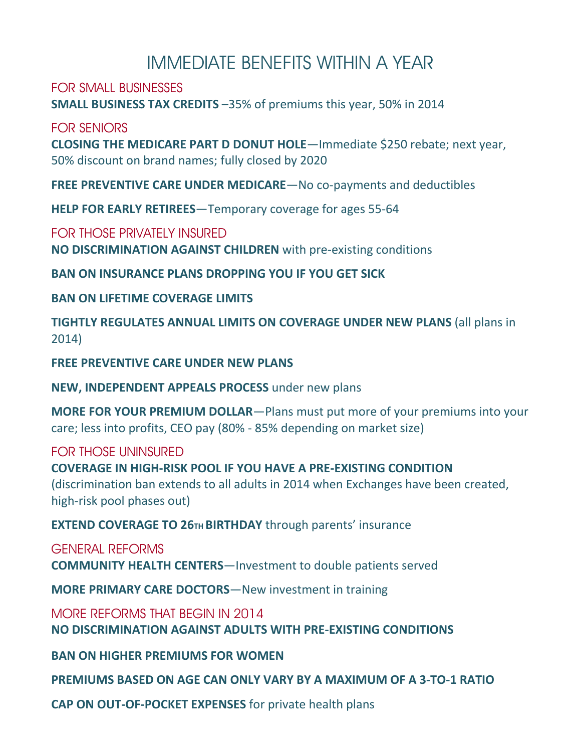# IMMEDIATE BENEFITS WITHIN A YEAR

## FOR SMALL BUSINESSES

**SMALL BUSINESS TAX CREDITS** –35% of premiums this year, 50% in 2014

## FOR SENIORS

**CLOSING THE MEDICARE PART D DONUT HOLE**—Immediate $250 rebate; next year, 50% discount on brand names; fully closed by 2020

**FREE PREVENTIVE CARE UNDER MEDICARE**—No co-payments and deductibles

**HELP FOR EARLY RETIREES**—Temporary coverage for ages 55-64

## FOR THOSE PRIVATELY INSURED

**NO DISCRIMINATION AGAINST CHILDREN** with pre-existing conditions

**BAN ON INSURANCE PLANS DROPPING YOU IF YOU GET SICK**

**BAN ON LIFETIME COVERAGE LIMITS**

**TIGHTLY REGULATES ANNUAL LIMITS ON COVERAGE UNDER NEW PLANS** (all plans in 2014)

**FREE PREVENTIVE CARE UNDER NEW PLANS**

**NEW, INDEPENDENT APPEALS PROCESS** under new plans

**MORE FOR YOUR PREMIUM DOLLAR**—Plans must put more of your premiums into your care; less into profits, CEO pay (80% - 85% depending on market size)

## FOR THOSE UNINSURED

**COVERAGE IN HIGH-RISK POOL IF YOU HAVE A PRE-EXISTING CONDITION** (discrimination ban extends to all adults in 2014 when Exchanges have been created, high-risk pool phases out)

**EXTEND COVERAGE TO 26TH BIRTHDAY** through parents' insurance

## GENERAL REFORMS

**COMMUNITY HEALTH CENTERS**—Investment to double patients served

**MORE PRIMARY CARE DOCTORS**—New investment in training

## MORE REFORMS THAT BEGIN IN 2014

**NO DISCRIMINATION AGAINST ADULTS WITH PRE-EXISTING CONDITIONS**

**BAN ON HIGHER PREMIUMS FOR WOMEN**

**PREMIUMS BASED ON AGE CAN ONLY VARY BY A MAXIMUM OF A 3-TO-1 RATIO**

**CAP ON OUT-OF-POCKET EXPENSES** for private health plans